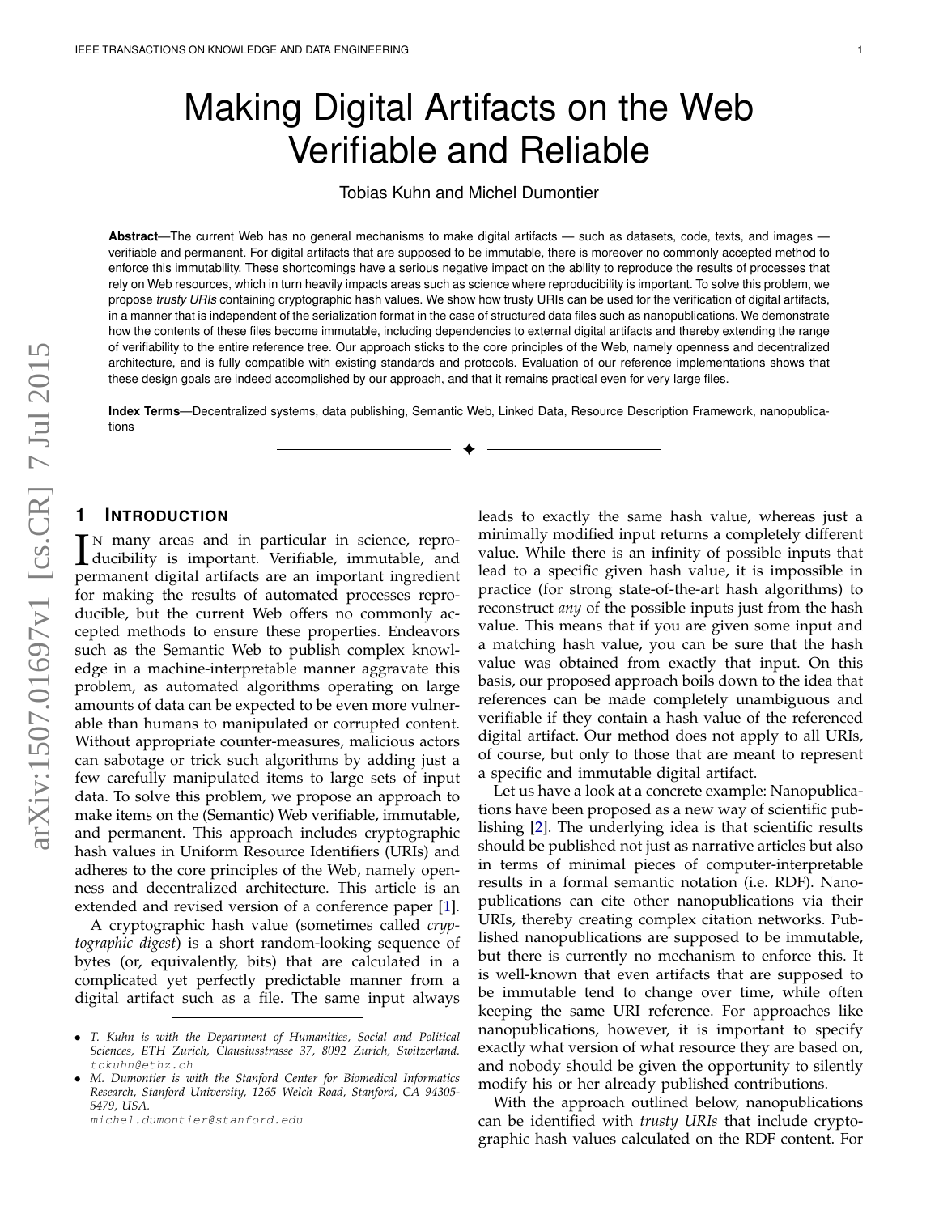# Making Digital Artifacts on the Web Verifiable and Reliable

Tobias Kuhn and Michel Dumontier

**Abstract**—The current Web has no general mechanisms to make digital artifacts — such as datasets, code, texts, and images — verifiable and permanent. For digital artifacts that are supposed to be immutable, there is moreover no commonly accepted method to enforce this immutability. These shortcomings have a serious negative impact on the ability to reproduce the results of processes that rely on Web resources, which in turn heavily impacts areas such as science where reproducibility is important. To solve this problem, we propose *trusty URIs* containing cryptographic hash values. We show how trusty URIs can be used for the verification of digital artifacts, in a manner that is independent of the serialization format in the case of structured data files such as nanopublications. We demonstrate how the contents of these files become immutable, including dependencies to external digital artifacts and thereby extending the range of verifiability to the entire reference tree. Our approach sticks to the core principles of the Web, namely openness and decentralized architecture, and is fully compatible with existing standards and protocols. Evaluation of our reference implementations shows that these design goals are indeed accomplished by our approach, and that it remains practical even for very large files.

**Index Terms**—Decentralized systems, data publishing, Semantic Web, Linked Data, Resource Description Framework, nanopublications

## 1 Introduction

In many areas and in particular in science, reproducibility is important. Verifiable, immutable, and permanent digital artifacts are an important ingredient for making the results of automated processes reproducible, but the current Web offers no commonly accepted methods to ensure these properties. Endeavors such as the Semantic Web to publish complex knowledge in a machine-interpretable manner aggravate this problem, as automated algorithms operating on large amounts of data can be expected to be even more vulnerable than humans to manipulated or corrupted content. Without appropriate counter-measures, malicious actors can sabotage or trick such algorithms by adding just a few carefully manipulated items to large sets of input data. To solve this problem, we propose an approach to make items on the (Semantic) Web verifiable, immutable, and permanent. This approach includes cryptographic hash values in Uniform Resource Identifiers (URIs) and adheres to the core principles of the Web, namely openness and decentralized architecture. This article is an extended and revised version of a conference paper [1].

A cryptographic hash value (sometimes called *cryptographic digest*) is a short random-looking sequence of bytes (or, equivalently, bits) that are calculated in a complicated yet perfectly predictable manner from a digital artifact such as a file. The same input always leads to exactly the same hash value, whereas just a minimally modified input returns a completely different value. While there is an infinity of possible inputs that lead to a specific given hash value, it is impossible in practice (for strong state-of-the-art hash algorithms) to reconstruct *any* of the possible inputs just from the hash value. This means that if you are given some input and a matching hash value, you can be sure that the hash value was obtained from exactly that input. On this basis, our proposed approach boils down to the idea that references can be made completely unambiguous and verifiable if they contain a hash value of the referenced digital artifact. Our method does not apply to all URIs, of course, but only to those that are meant to represent a specific and immutable digital artifact.

Let us have a look at a concrete example: Nanopublications have been proposed as a new way of scientific publishing [2]. The underlying idea is that scientific results should be published not just as narrative articles but also in terms of minimal pieces of computer-interpretable results in a formal semantic notation (i.e. RDF). Nanopublications can cite other nanopublications via their URIs, thereby creating complex citation networks. Published nanopublications are supposed to be immutable, but there is currently no mechanism to enforce this. It is well-known that even artifacts that are supposed to be immutable tend to change over time, while often keeping the same URI reference. For approaches like nanopublications, however, it is important to specify exactly what version of what resource they are based on, and nobody should be given the opportunity to silently modify his or her already published contributions.

With the approach outlined below, nanopublications can be identified with *trusty URIs* that include cryptographic hash values calculated on the RDF content. For

- T. Kuhn is with the Department of Humanities, Social and Political Sciences, ETH Zurich, Clausiusstrasse 37, 8092 Zurich, Switzerland. tokuhn@ethz.ch
- M. Dumontier is with the Stanford Center for Biomedical Informatics Research, Stanford University, 1265 Welch Road, Stanford, CA 94305-5479, USA. michel.dumontier@stanford.edu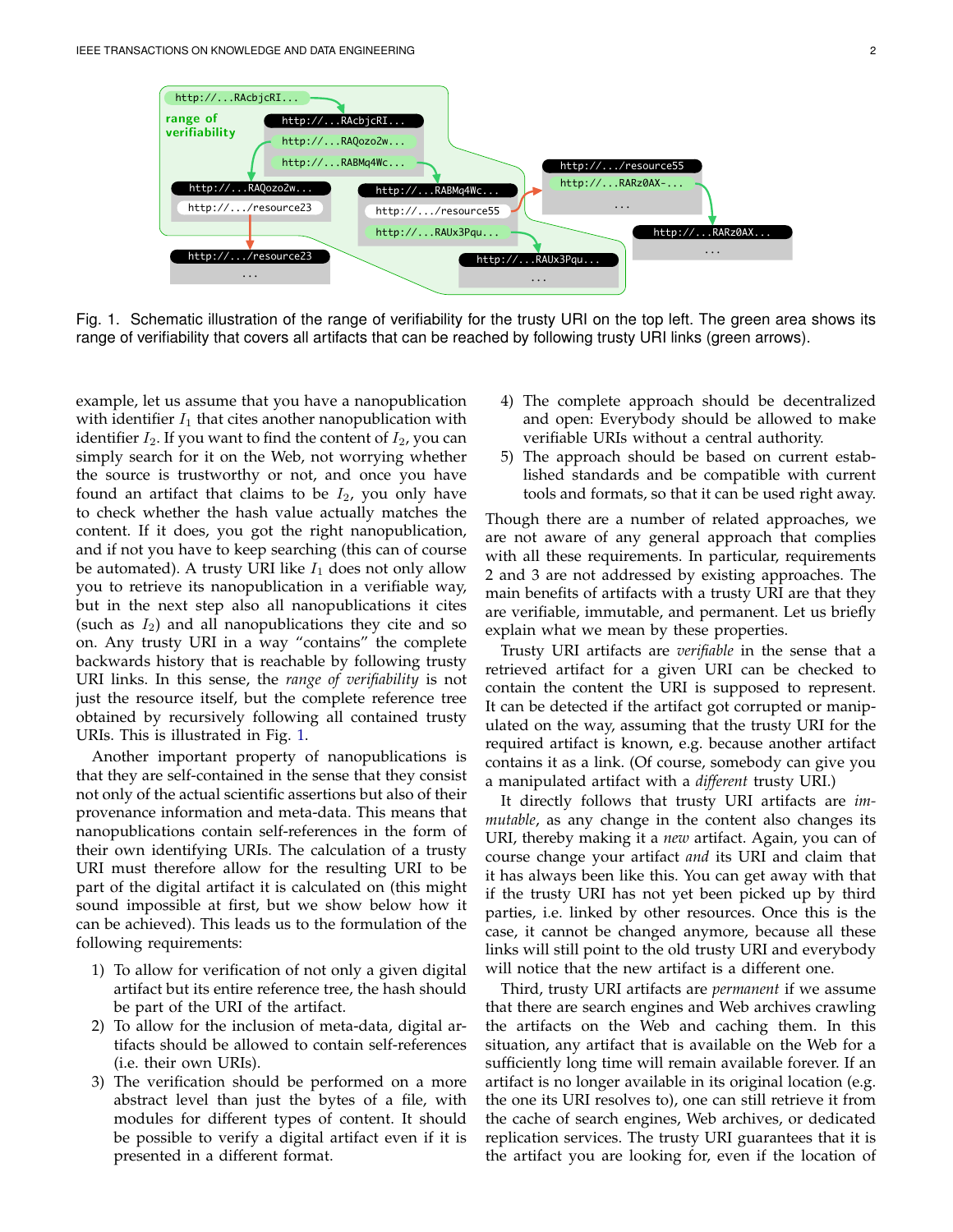range of verifiability

http://...RAcbjcRI...

http://...RAcbjcRI...

http://...RAQozo2w...

http://...RABMq4Wc...

http://...RAQozo2w...

http://.../resource23

http://...RABMq4Wc...

http://.../resource55

http://...RAUx3Pqu...

http://.../resource55

http://...RARz0AX-...

...

http://...RARz0AX...

...

http://.../resource23

...

http://...RAUx3Pqu...

...

Fig. 1. Schematic illustration of the range of verifiability for the trusty URI on the top left. The green area shows its range of verifiability that covers all artifacts that can be reached by following trusty URI links (green arrows).

example, let us assume that you have a nanopublication with identifier $I_1$ that cites another nanopublication with identifier $I_2$. If you want to find the content of $I_2$, you can simply search for it on the Web, not worrying whether the source is trustworthy or not, and once you have found an artifact that claims to be $I_2$, you only have to check whether the hash value actually matches the content. If it does, you got the right nanopublication, and if not you have to keep searching (this can of course be automated). A trusty URI like $I_1$ does not only allow you to retrieve its nanopublication in a verifiable way, but in the next step also all nanopublications it cites (such as $I_2$) and all nanopublications they cite and so on. Any trusty URI in a way "contains" the complete backwards history that is reachable by following trusty URI links. In this sense, the *range of verifiability* is not just the resource itself, but the complete reference tree obtained by recursively following all contained trusty URIs. This is illustrated in Fig. 1.

Another important property of nanopublications is that they are self-contained in the sense that they consist not only of the actual scientific assertions but also of their provenance information and meta-data. This means that nanopublications contain self-references in the form of their own identifying URIs. The calculation of a trusty URI must therefore allow for the resulting URI to be part of the digital artifact it is calculated on (this might sound impossible at first, but we show below how it can be achieved). This leads us to the formulation of the following requirements:

1) To allow for verification of not only a given digital artifact but its entire reference tree, the hash should be part of the URI of the artifact.
2) To allow for the inclusion of meta-data, digital artifacts should be allowed to contain self-references (i.e. their own URIs).
3) The verification should be performed on a more abstract level than just the bytes of a file, with modules for different types of content. It should be possible to verify a digital artifact even if it is presented in a different format.
4) The complete approach should be decentralized and open: Everybody should be allowed to make verifiable URIs without a central authority.
5) The approach should be based on current established standards and be compatible with current tools and formats, so that it can be used right away.

Though there are a number of related approaches, we are not aware of any general approach that complies with all these requirements. In particular, requirements 2 and 3 are not addressed by existing approaches. The main benefits of artifacts with a trusty URI are that they are verifiable, immutable, and permanent. Let us briefly explain what we mean by these properties.

Trusty URI artifacts are *verifiable* in the sense that a retrieved artifact for a given URI can be checked to contain the content the URI is supposed to represent. It can be detected if the artifact got corrupted or manipulated on the way, assuming that the trusty URI for the required artifact is known, e.g. because another artifact contains it as a link. (Of course, somebody can give you a manipulated artifact with a *different* trusty URI.)

It directly follows that trusty URI artifacts are *immutable*, as any change in the content also changes its URI, thereby making it a *new* artifact. Again, you can of course change your artifact *and* its URI and claim that it has always been like this. You can get away with that if the trusty URI has not yet been picked up by third parties, i.e. linked by other resources. Once this is the case, it cannot be changed anymore, because all these links will still point to the old trusty URI and everybody will notice that the new artifact is a different one.

Third, trusty URI artifacts are *permanent* if we assume that there are search engines and Web archives crawling the artifacts on the Web and caching them. In this situation, any artifact that is available on the Web for a sufficiently long time will remain available forever. If an artifact is no longer available in its original location (e.g. the one its URI resolves to), one can still retrieve it from the cache of search engines, Web archives, or dedicated replication services. The trusty URI guarantees that it is the artifact you are looking for, even if the location of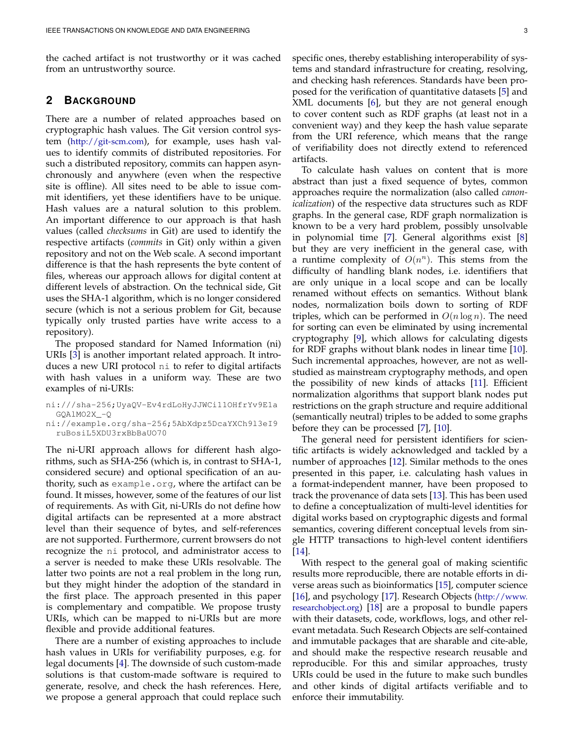the cached artifact is not trustworthy or it was cached from an untrustworthy source.

## 2 Background

There are a number of related approaches based on cryptographic hash values. The Git version control system (http://git-scm.com), for example, uses hash values to identify commits of distributed repositories. For such a distributed repository, commits can happen asynchronously and anywhere (even when the respective site is offline). All sites need to be able to issue commit identifiers, yet these identifiers have to be unique. Hash values are a natural solution to this problem. An important difference to our approach is that hash values (called *checksums* in Git) are used to identify the respective artifacts (*commits* in Git) only within a given repository and not on the Web scale. A second important difference is that the hash represents the byte content of files, whereas our approach allows for digital content at different levels of abstraction. On the technical side, Git uses the SHA-1 algorithm, which is no longer considered secure (which is not a serious problem for Git, because typically only trusted parties have write access to a repository).

The proposed standard for Named Information (ni) URIs [3] is another important related approach. It introduces a new URI protocol `ni` to refer to digital artifacts with hash values in a uniform way. These are two examples of ni-URIs:

```
ni:///sha-256;UyaQV-Ev4rdLoHyJJWCi11OHfrYv9E1a
  GQAlMO2X_-Q
ni://example.org/sha-256;5AbXdpz5DcaYXCh9l3eI9
  ruBosiL5XDU3rxBbBaUO70
```

The ni-URI approach allows for different hash algorithms, such as SHA-256 (which is, in contrast to SHA-1, considered secure) and optional specification of an authority, such as `example.org`, where the artifact can be found. It misses, however, some of the features of our list of requirements. As with Git, ni-URIs do not define how digital artifacts can be represented at a more abstract level than their sequence of bytes, and self-references are not supported. Furthermore, current browsers do not recognize the `ni` protocol, and administrator access to a server is needed to make these URIs resolvable. The latter two points are not a real problem in the long run, but they might hinder the adoption of the standard in the first place. The approach presented in this paper is complementary and compatible. We propose trusty URIs, which can be mapped to ni-URIs but are more flexible and provide additional features.

There are a number of existing approaches to include hash values in URIs for verifiability purposes, e.g. for legal documents [4]. The downside of such custom-made solutions is that custom-made software is required to generate, resolve, and check the hash references. Here, we propose a general approach that could replace such specific ones, thereby establishing interoperability of systems and standard infrastructure for creating, resolving, and checking hash references. Standards have been proposed for the verification of quantitative datasets [5] and XML documents [6], but they are not general enough to cover content such as RDF graphs (at least not in a convenient way) and they keep the hash value separate from the URI reference, which means that the range of verifiability does not directly extend to referenced artifacts.

To calculate hash values on content that is more abstract than just a fixed sequence of bytes, common approaches require the normalization (also called *canonicalization*) of the respective data structures such as RDF graphs. In the general case, RDF graph normalization is known to be a very hard problem, possibly unsolvable in polynomial time [7]. General algorithms exist [8] but they are very inefficient in the general case, with a runtime complexity of $O(n^n)$. This stems from the difficulty of handling blank nodes, i.e. identifiers that are only unique in a local scope and can be locally renamed without effects on semantics. Without blank nodes, normalization boils down to sorting of RDF triples, which can be performed in $O(n \log n)$. The need for sorting can even be eliminated by using incremental cryptography [9], which allows for calculating digests for RDF graphs without blank nodes in linear time [10]. Such incremental approaches, however, are not as well-studied as mainstream cryptography methods, and open the possibility of new kinds of attacks [11]. Efficient normalization algorithms that support blank nodes put restrictions on the graph structure and require additional (semantically neutral) triples to be added to some graphs before they can be processed [7], [10].

The general need for persistent identifiers for scientific artifacts is widely acknowledged and tackled by a number of approaches [12]. Similar methods to the ones presented in this paper, i.e. calculating hash values in a format-independent manner, have been proposed to track the provenance of data sets [13]. This has been used to define a conceptualization of multi-level identities for digital works based on cryptographic digests and formal semantics, covering different conceptual levels from single HTTP transactions to high-level content identifiers [14].

With respect to the general goal of making scientific results more reproducible, there are notable efforts in diverse areas such as bioinformatics [15], computer science [16], and psychology [17]. Research Objects (http://www.researchobject.org) [18] are a proposal to bundle papers with their datasets, code, workflows, logs, and other relevant metadata. Such Research Objects are self-contained and immutable packages that are sharable and cite-able, and should make the respective research reusable and reproducible. For this and similar approaches, trusty URIs could be used in the future to make such bundles and other kinds of digital artifacts verifiable and to enforce their immutability.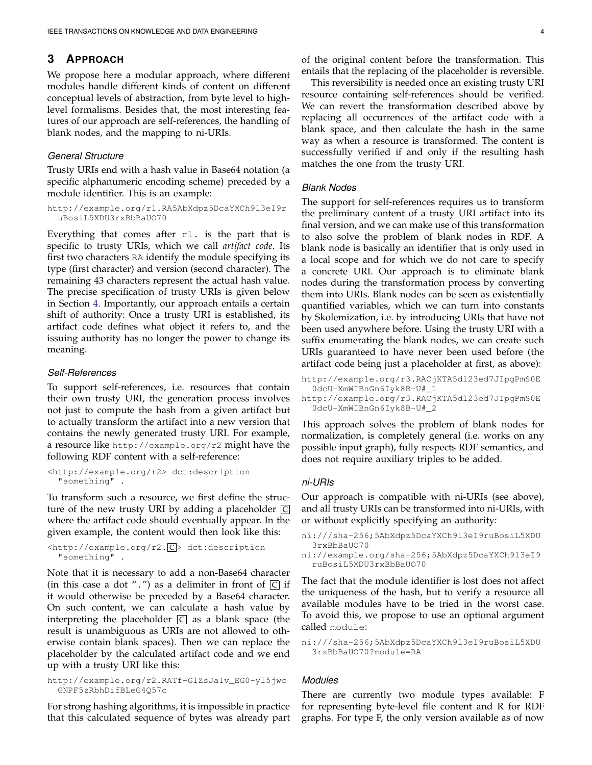## 3 Approach

We propose here a modular approach, where different modules handle different kinds of content on different conceptual levels of abstraction, from byte level to high-level formalisms. Besides that, the most interesting features of our approach are self-references, the handling of blank nodes, and the mapping to ni-URIs.

### General Structure

Trusty URIs end with a hash value in Base64 notation (a specific alphanumeric encoding scheme) preceded by a module identifier. This is an example:

```
http://example.org/r1.RA5AbXdpz5DcaYXCh9l3eI9r
  uBosiL5XDU3rxBbBaUO70
```

Everything that comes after `r1.` is the part that is specific to trusty URIs, which we call *artifact code*. Its first two characters `RA` identify the module specifying its type (first character) and version (second character). The remaining 43 characters represent the actual hash value. The precise specification of trusty URIs is given below in Section 4. Importantly, our approach entails a certain shift of authority: Once a trusty URI is established, its artifact code defines what object it refers to, and the issuing authority has no longer the power to change its meaning.

### Self-References

To support self-references, i.e. resources that contain their own trusty URI, the generation process involves not just to compute the hash from a given artifact but to actually transform the artifact into a new version that contains the newly generated trusty URI. For example, a resource like `http://example.org/r2` might have the following RDF content with a self-reference:

```
<http://example.org/r2> dct:description
  "something" .
```

To transform such a resource, we first define the structure of the new trusty URI by adding a placeholder C where the artifact code should eventually appear. In the given example, the content would then look like this:

```
<http://example.org/r2.C> dct:description
  "something" .
```

Note that it is necessary to add a non-Base64 character (in this case a dot ".") as a delimiter in front of C if it would otherwise be preceded by a Base64 character. On such content, we can calculate a hash value by interpreting the placeholder C as a blank space (the result is unambiguous as URIs are not allowed to otherwise contain blank spaces). Then we can replace the placeholder by the calculated artifact code and we end up with a trusty URI like this:

```
http://example.org/r2.RATf-GlZsJa1v_EG0-yl5jwc
  GNPF5zRbhDifBLeG4Q57c
```

For strong hashing algorithms, it is impossible in practice that this calculated sequence of bytes was already part of the original content before the transformation. This entails that the replacing of the placeholder is reversible.

This reversibility is needed once an existing trusty URI resource containing self-references should be verified. We can revert the transformation described above by replacing all occurrences of the artifact code with a blank space, and then calculate the hash in the same way as when a resource is transformed. The content is successfully verified if and only if the resulting hash matches the one from the trusty URI.

### Blank Nodes

The support for self-references requires us to transform the preliminary content of a trusty URI artifact into its final version, and we can make use of this transformation to also solve the problem of blank nodes in RDF. A blank node is basically an identifier that is only used in a local scope and for which we do not care to specify a concrete URI. Our approach is to eliminate blank nodes during the transformation process by converting them into URIs. Blank nodes can be seen as existentially quantified variables, which we can turn into constants by Skolemization, i.e. by introducing URIs that have not been used anywhere before. Using the trusty URI with a suffix enumerating the blank nodes, we can create such URIs guaranteed to have never been used before (the artifact code being just a placeholder at first, as above):

```
http://example.org/r3.RACjKTA5dl23ed7JIpgPmS0E
  0dcU-XmWIBnGn6Iyk8B-U#_1
http://example.org/r3.RACjKTA5dl23ed7JIpgPmS0E
  0dcU-XmWIBnGn6Iyk8B-U#_2
```

This approach solves the problem of blank nodes for normalization, is completely general (i.e. works on any possible input graph), fully respects RDF semantics, and does not require auxiliary triples to be added.

### ni-URIs

Our approach is compatible with ni-URIs (see above), and all trusty URIs can be transformed into ni-URIs, with or without explicitly specifying an authority:

```
ni:///sha-256;5AbXdpz5DcaYXCh9l3eI9ruBosiL5XDU
  3rxBbBaUO70
ni://example.org/sha-256;5AbXdpz5DcaYXCh9l3eI9
  ruBosiL5XDU3rxBbBaUO70
```

The fact that the module identifier is lost does not affect the uniqueness of the hash, but to verify a resource all available modules have to be tried in the worst case. To avoid this, we propose to use an optional argument called `module`:

```
ni:///sha-256;5AbXdpz5DcaYXCh9l3eI9ruBosiL5XDU
  3rxBbBaUO70?module=RA
```

### Modules

There are currently two module types available: F for representing byte-level file content and R for RDF graphs. For type F, the only version available as of now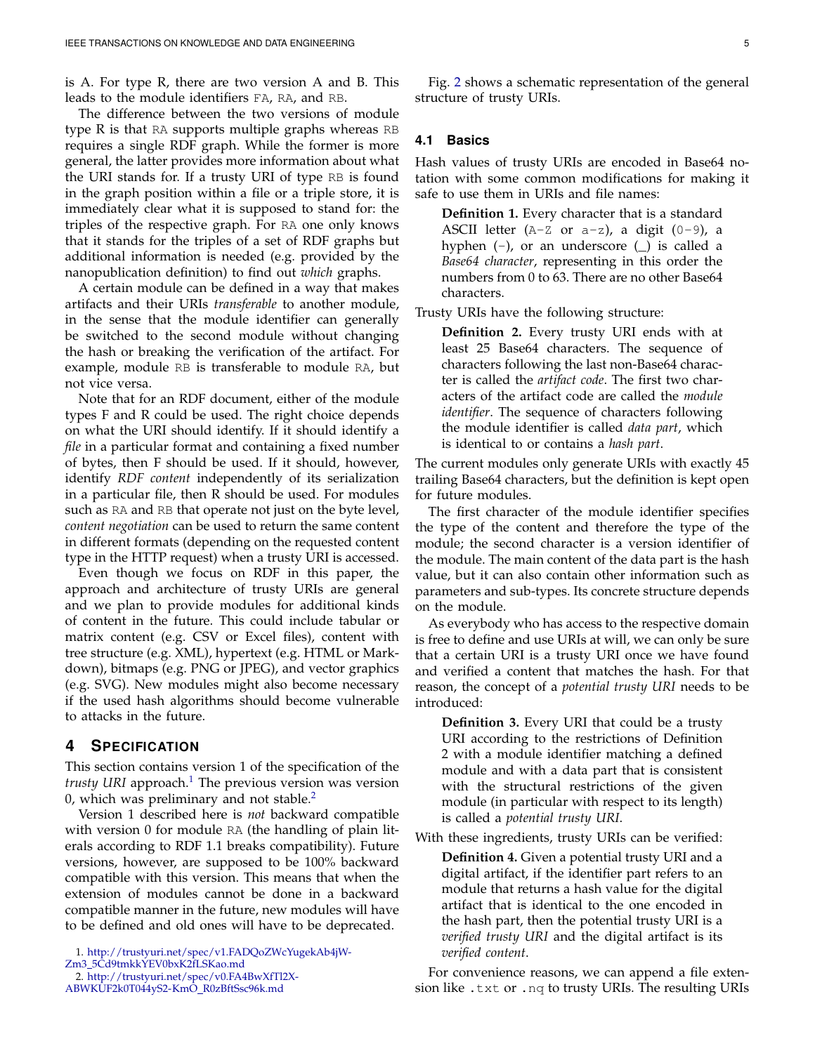is A. For type R, there are two version A and B. This leads to the module identifiers `FA`, `RA`, and `RB`.

The difference between the two versions of module type R is that `RA` supports multiple graphs whereas `RB` requires a single RDF graph. While the former is more general, the latter provides more information about what the URI stands for. If a trusty URI of type `RB` is found in the graph position within a file or a triple store, it is immediately clear what it is supposed to stand for: the triples of the respective graph. For `RA` one only knows that it stands for the triples of a set of RDF graphs but additional information is needed (e.g. provided by the nanopublication definition) to find out *which* graphs.

A certain module can be defined in a way that makes artifacts and their URIs *transferable* to another module, in the sense that the module identifier can generally be switched to the second module without changing the hash or breaking the verification of the artifact. For example, module `RB` is transferable to module `RA`, but not vice versa.

Note that for an RDF document, either of the module types F and R could be used. The right choice depends on what the URI should identify. If it should identify a *file* in a particular format and containing a fixed number of bytes, then F should be used. If it should, however, identify *RDF content* independently of its serialization in a particular file, then R should be used. For modules such as `RA` and `RB` that operate not just on the byte level, *content negotiation* can be used to return the same content in different formats (depending on the requested content type in the HTTP request) when a trusty URI is accessed.

Even though we focus on RDF in this paper, the approach and architecture of trusty URIs are general and we plan to provide modules for additional kinds of content in the future. This could include tabular or matrix content (e.g. CSV or Excel files), content with tree structure (e.g. XML), hypertext (e.g. HTML or Markdown), bitmaps (e.g. PNG or JPEG), and vector graphics (e.g. SVG). New modules might also become necessary if the used hash algorithms should become vulnerable to attacks in the future.

# 4 Specification

This section contains version 1 of the specification of the *trusty URI* approach.[1] The previous version was version 0, which was preliminary and not stable.[2]

Version 1 described here is *not* backward compatible with version 0 for module `RA` (the handling of plain literals according to RDF 1.1 breaks compatibility). Future versions, however, are supposed to be 100% backward compatible with this version. This means that when the extension of modules cannot be done in a backward compatible manner in the future, new modules will have to be defined and old ones will have to be deprecated.

Fig. 2 shows a schematic representation of the general structure of trusty URIs.

## 4.1 Basics

Hash values of trusty URIs are encoded in Base64 notation with some common modifications for making it safe to use them in URIs and file names:

> **Definition 1.** Every character that is a standard ASCII letter (`A-Z` or `a-z`), a digit (`0-9`), a hyphen (`-`), or an underscore (`_`) is called a *Base64 character*, representing in this order the numbers from 0 to 63. There are no other Base64 characters.

Trusty URIs have the following structure:

> **Definition 2.** Every trusty URI ends with at least 25 Base64 characters. The sequence of characters following the last non-Base64 character is called the *artifact code*. The first two characters of the artifact code are called the *module identifier*. The sequence of characters following the module identifier is called *data part*, which is identical to or contains a *hash part*.

The current modules only generate URIs with exactly 45 trailing Base64 characters, but the definition is kept open for future modules.

The first character of the module identifier specifies the type of the content and therefore the type of the module; the second character is a version identifier of the module. The main content of the data part is the hash value, but it can also contain other information such as parameters and sub-types. Its concrete structure depends on the module.

As everybody who has access to the respective domain is free to define and use URIs at will, we can only be sure that a certain URI is a trusty URI once we have found and verified a content that matches the hash. For that reason, the concept of a *potential trusty URI* needs to be introduced:

> **Definition 3.** Every URI that could be a trusty URI according to the restrictions of Definition 2 with a module identifier matching a defined module and with a data part that is consistent with the structural restrictions of the given module (in particular with respect to its length) is called a *potential trusty URI*.

With these ingredients, trusty URIs can be verified:

> **Definition 4.** Given a potential trusty URI and a digital artifact, if the identifier part refers to an module that returns a hash value for the digital artifact that is identical to the one encoded in the hash part, then the potential trusty URI is a *verified trusty URI* and the digital artifact is its *verified content*.

For convenience reasons, we can append a file extension like `.txt` or `.nq` to trusty URIs. The resulting URIs

1. http://trustyuri.net/spec/v1.FADQoZWcYugekAb4jW-Zm3_5Cd9tmkkYEV0bxK2fLSKao.md

2. http://trustyuri.net/spec/v0.FA4BwXfTl2X-ABWKUF2k0T044yS2-KmO_R0zBftSsc96k.md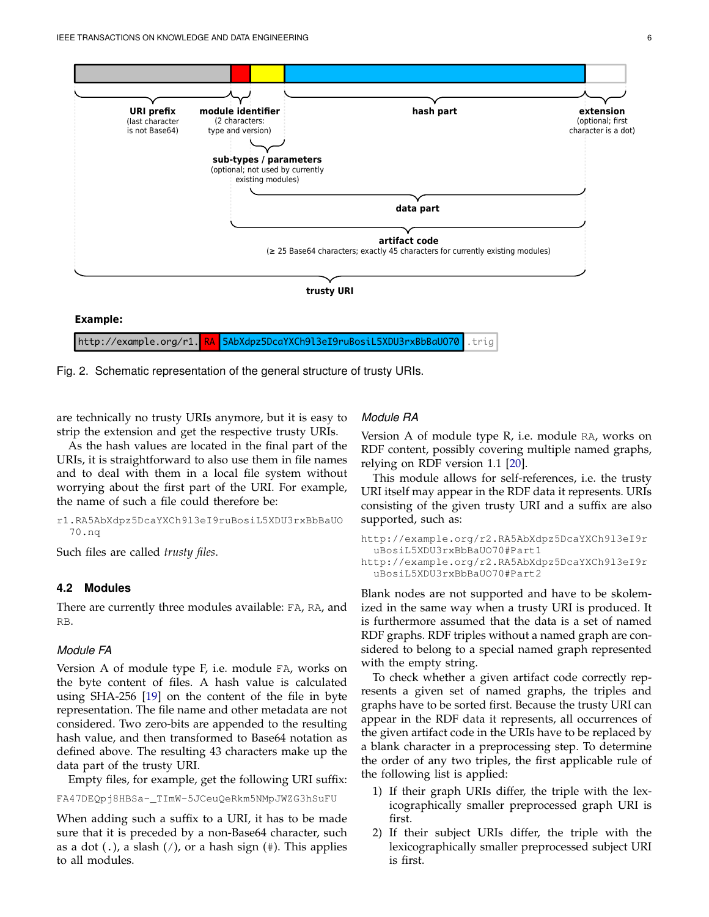Fig. 2. Schematic representation of the general structure of trusty URIs.

are technically no trusty URIs anymore, but it is easy to strip the extension and get the respective trusty URIs.

As the hash values are located in the final part of the URIs, it is straightforward to also use them in file names and to deal with them in a local file system without worrying about the first part of the URI. For example, the name of such a file could therefore be:

```
r1.RA5AbXdpz5DcaYXCh9l3eI9ruBosiL5XDU3rxBbBaUO
  70.nq
```

Such files are called *trusty files*.

### 4.2 Modules

There are currently three modules available: `FA`, `RA`, and `RB`.

#### Module FA

Version A of module type F, i.e. module `FA`, works on the byte content of files. A hash value is calculated using SHA-256 [19] on the content of the file in byte representation. The file name and other metadata are not considered. Two zero-bits are appended to the resulting hash value, and then transformed to Base64 notation as defined above. The resulting 43 characters make up the data part of the trusty URI.

Empty files, for example, get the following URI suffix:

```
FA47DEQpj8HBSa-_TImW-5JCeuQeRkm5NMpJWZG3hSuFU
```

When adding such a suffix to a URI, it has to be made sure that it is preceded by a non-Base64 character, such as a dot (.), a slash (/), or a hash sign (#). This applies to all modules.

#### Module RA

Version A of module type R, i.e. module `RA`, works on RDF content, possibly covering multiple named graphs, relying on RDF version 1.1 [20].

This module allows for self-references, i.e. the trusty URI itself may appear in the RDF data it represents. URIs consisting of the given trusty URI and a suffix are also supported, such as:

```
http://example.org/r2.RA5AbXdpz5DcaYXCh9l3eI9r
  uBosiL5XDU3rxBbBaUO70#Part1
http://example.org/r2.RA5AbXdpz5DcaYXCh9l3eI9r
  uBosiL5XDU3rxBbBaUO70#Part2
```

Blank nodes are not supported and have to be skolemized in the same way when a trusty URI is produced. It is furthermore assumed that the data is a set of named RDF graphs. RDF triples without a named graph are considered to belong to a special named graph represented with the empty string.

To check whether a given artifact code correctly represents a given set of named graphs, the triples and graphs have to be sorted first. Because the trusty URI can appear in the RDF data it represents, all occurrences of the given artifact code in the URIs have to be replaced by a blank character in a preprocessing step. To determine the order of any two triples, the first applicable rule of the following list is applied:

1) If their graph URIs differ, the triple with the lexicographically smaller preprocessed graph URI is first.
2) If their subject URIs differ, the triple with the lexicographically smaller preprocessed subject URI is first.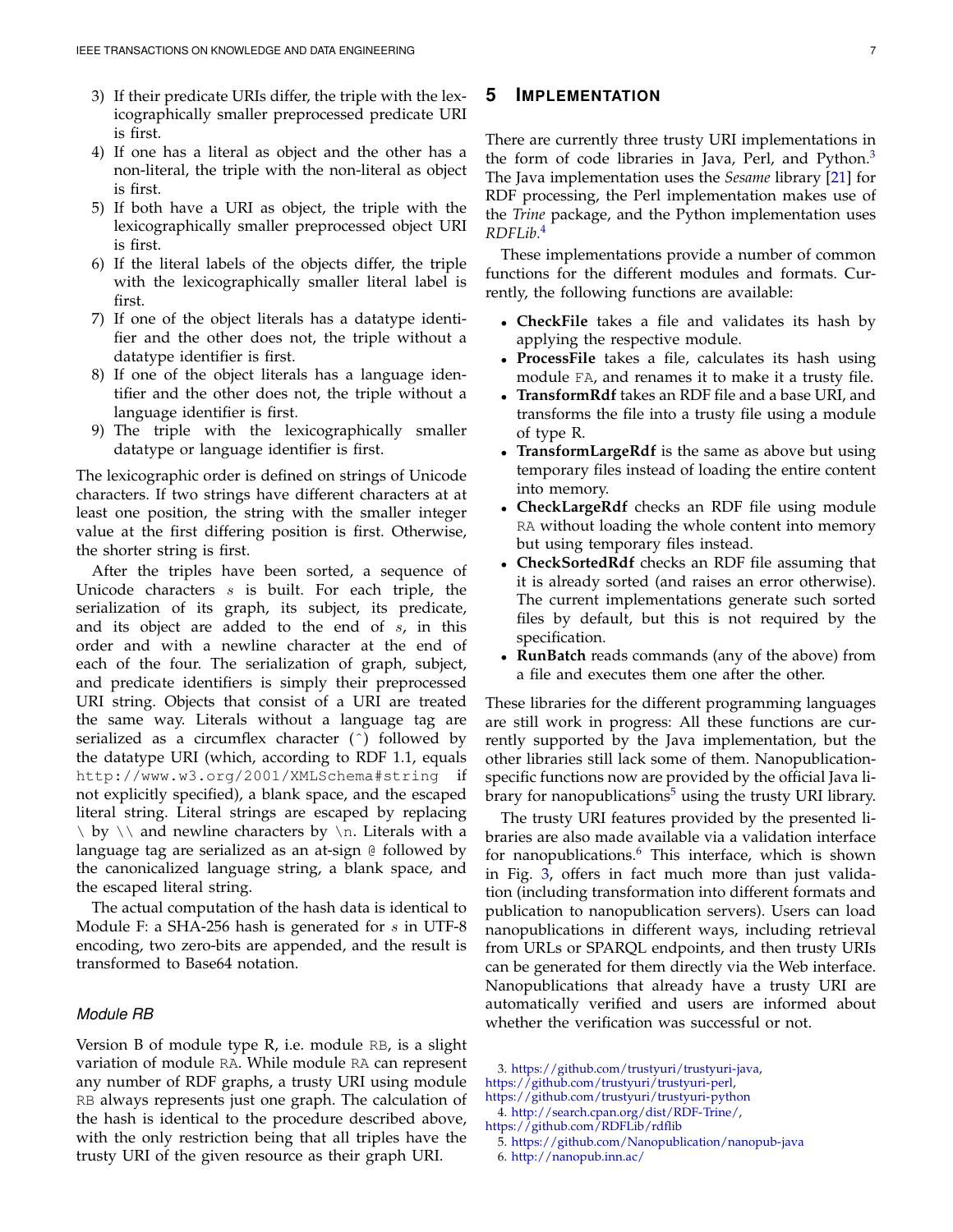3) If their predicate URIs differ, the triple with the lexicographically smaller preprocessed predicate URI is first.
4) If one has a literal as object and the other has a non-literal, the triple with the non-literal as object is first.
5) If both have a URI as object, the triple with the lexicographically smaller preprocessed object URI is first.
6) If the literal labels of the objects differ, the triple with the lexicographically smaller literal label is first.
7) If one of the object literals has a datatype identifier and the other does not, the triple without a datatype identifier is first.
8) If one of the object literals has a language identifier and the other does not, the triple without a language identifier is first.
9) The triple with the lexicographically smaller datatype or language identifier is first.

The lexicographic order is defined on strings of Unicode characters. If two strings have different characters at at least one position, the string with the smaller integer value at the first differing position is first. Otherwise, the shorter string is first.

After the triples have been sorted, a sequence of Unicode characters $s$ is built. For each triple, the serialization of its graph, its subject, its predicate, and its object are added to the end of $s$, in this order and with a newline character at the end of each of the four. The serialization of graph, subject, and predicate identifiers is simply their preprocessed URI string. Objects that consist of a URI are treated the same way. Literals without a language tag are serialized as a circumflex character (^) followed by the datatype URI (which, according to RDF 1.1, equals `http://www.w3.org/2001/XMLSchema#string` if not explicitly specified), a blank space, and the escaped literal string. Literal strings are escaped by replacing \ by \\ and newline characters by \n. Literals with a language tag are serialized as an at-sign @ followed by the canonicalized language string, a blank space, and the escaped literal string.

The actual computation of the hash data is identical to Module F: a SHA-256 hash is generated for $s$ in UTF-8 encoding, two zero-bits are appended, and the result is transformed to Base64 notation.

### *Module RB*

Version B of module type R, i.e. module `RB`, is a slight variation of module `RA`. While module `RA` can represent any number of RDF graphs, a trusty URI using module `RB` always represents just one graph. The calculation of the hash is identical to the procedure described above, with the only restriction being that all triples have the trusty URI of the given resource as their graph URI.

## 5 IMPLEMENTATION

There are currently three trusty URI implementations in the form of code libraries in Java, Perl, and Python.[3] The Java implementation uses the *Sesame* library [21] for RDF processing, the Perl implementation makes use of the *Trine* package, and the Python implementation uses *RDFLib*.[4]

These implementations provide a number of common functions for the different modules and formats. Currently, the following functions are available:

- **CheckFile** takes a file and validates its hash by applying the respective module.
- **ProcessFile** takes a file, calculates its hash using module `FA`, and renames it to make it a trusty file.
- **TransformRdf** takes an RDF file and a base URI, and transforms the file into a trusty file using a module of type R.
- **TransformLargeRdf** is the same as above but using temporary files instead of loading the entire content into memory.
- **CheckLargeRdf** checks an RDF file using module `RA` without loading the whole content into memory but using temporary files instead.
- **CheckSortedRdf** checks an RDF file assuming that it is already sorted (and raises an error otherwise). The current implementations generate such sorted files by default, but this is not required by the specification.
- **RunBatch** reads commands (any of the above) from a file and executes them one after the other.

These libraries for the different programming languages are still work in progress: All these functions are currently supported by the Java implementation, but the other libraries still lack some of them. Nanopublication-specific functions now are provided by the official Java library for nanopublications[5] using the trusty URI library.

The trusty URI features provided by the presented libraries are also made available via a validation interface for nanopublications.[6] This interface, which is shown in Fig. 3, offers in fact much more than just validation (including transformation into different formats and publication to nanopublication servers). Users can load nanopublications in different ways, including retrieval from URLs or SPARQL endpoints, and then trusty URIs can be generated for them directly via the Web interface. Nanopublications that already have a trusty URI are automatically verified and users are informed about whether the verification was successful or not.

3. https://github.com/trustyuri/trustyuri-java, https://github.com/trustyuri/trustyuri-perl, https://github.com/trustyuri/trustyuri-python
4. http://search.cpan.org/dist/RDF-Trine/, https://github.com/RDFLib/rdflib
5. https://github.com/Nanopublication/nanopub-java
6. http://nanopub.inn.ac/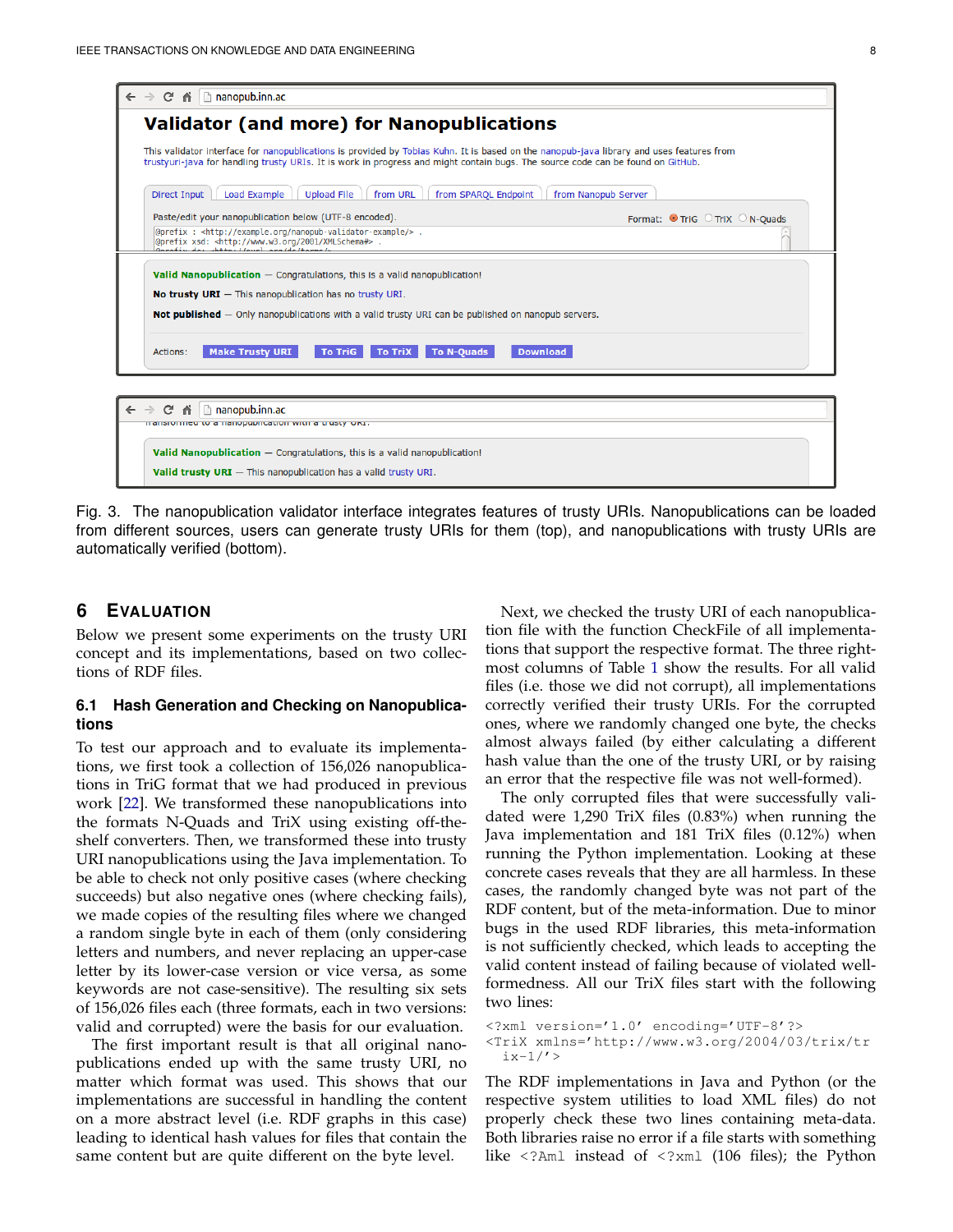Fig. 3. The nanopublication validator interface integrates features of trusty URIs. Nanopublications can be loaded from different sources, users can generate trusty URIs for them (top), and nanopublications with trusty URIs are automatically verified (bottom).

## 6 EVALUATION

Below we present some experiments on the trusty URI concept and its implementations, based on two collections of RDF files.

### 6.1 Hash Generation and Checking on Nanopublications

To test our approach and to evaluate its implementations, we first took a collection of 156,026 nanopublications in TriG format that we had produced in previous work [22]. We transformed these nanopublications into the formats N-Quads and TriX using existing off-the-shelf converters. Then, we transformed these into trusty URI nanopublications using the Java implementation. To be able to check not only positive cases (where checking succeeds) but also negative ones (where checking fails), we made copies of the resulting files where we changed a random single byte in each of them (only considering letters and numbers, and never replacing an upper-case letter by its lower-case version or vice versa, as some keywords are not case-sensitive). The resulting six sets of 156,026 files each (three formats, each in two versions: valid and corrupted) were the basis for our evaluation.

The first important result is that all original nanopublications ended up with the same trusty URI, no matter which format was used. This shows that our implementations are successful in handling the content on a more abstract level (i.e. RDF graphs in this case) leading to identical hash values for files that contain the same content but are quite different on the byte level.

Next, we checked the trusty URI of each nanopublication file with the function CheckFile of all implementations that support the respective format. The three rightmost columns of Table 1 show the results. For all valid files (i.e. those we did not corrupt), all implementations correctly verified their trusty URIs. For the corrupted ones, where we randomly changed one byte, the checks almost always failed (by either calculating a different hash value than the one of the trusty URI, or by raising an error that the respective file was not well-formed).

The only corrupted files that were successfully validated were 1,290 TriX files (0.83%) when running the Java implementation and 181 TriX files (0.12%) when running the Python implementation. Looking at these concrete cases reveals that they are all harmless. In these cases, the randomly changed byte was not part of the RDF content, but of the meta-information. Due to minor bugs in the used RDF libraries, this meta-information is not sufficiently checked, which leads to accepting the valid content instead of failing because of violated well-formedness. All our TriX files start with the following two lines:

```
<?xml version='1.0' encoding='UTF-8'?>
<TriX xmlns='http://www.w3.org/2004/03/trix/tr
  ix-1/'>
```

The RDF implementations in Java and Python (or the respective system utilities to load XML files) do not properly check these two lines containing meta-data. Both libraries raise no error if a file starts with something like `<?Aml` instead of `<?xml` (106 files); the Python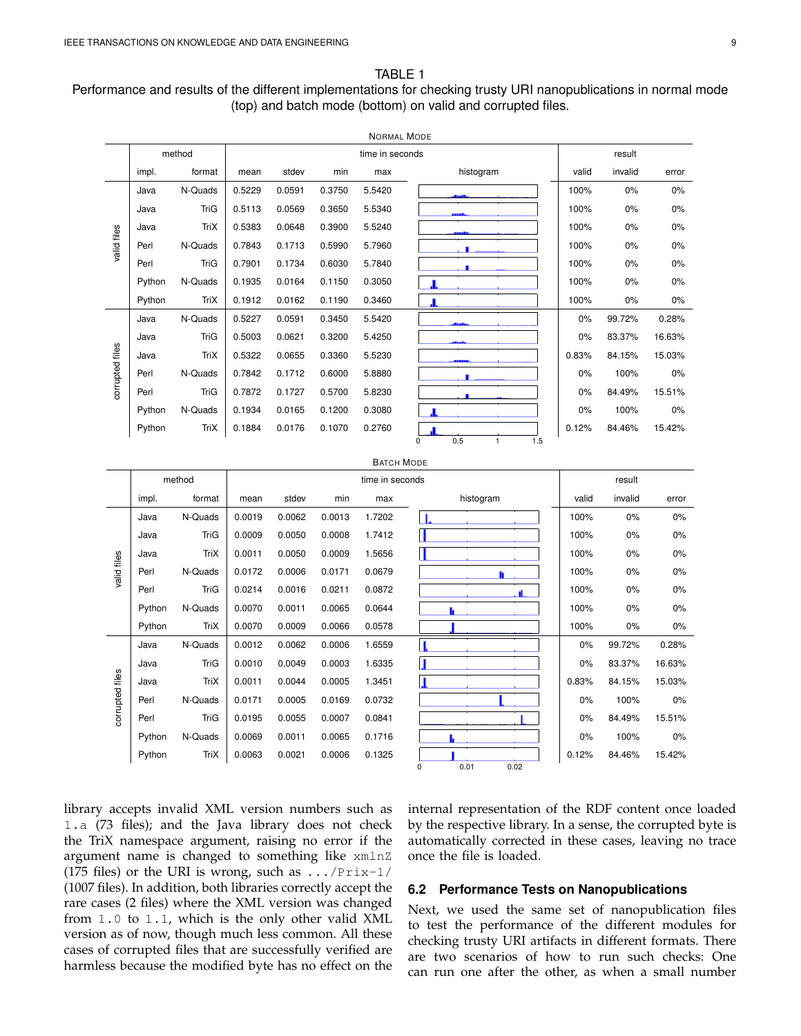TABLE 1
Performance and results of the different implementations for checking trusty URI nanopublications in normal mode (top) and batch mode (bottom) on valid and corrupted files.

NORMAL MODE

| | method | | time in seconds | | | | | result | | |
|---|---|---|---|---|---|---|---|---|---|---|
| | impl. | format | mean | stdev | min | max | histogram | valid | invalid | error |
| valid files | Java | N-Quads | 0.5229 | 0.0591 | 0.3750 | 5.5420 | | 100% | 0% | 0% |
| | Java | TriG | 0.5113 | 0.0569 | 0.3650 | 5.5340 | | 100% | 0% | 0% |
| | Java | TriX | 0.5383 | 0.0648 | 0.3900 | 5.5240 | | 100% | 0% | 0% |
| | Perl | N-Quads | 0.7843 | 0.1713 | 0.5990 | 5.7960 | | 100% | 0% | 0% |
| | Perl | TriG | 0.7901 | 0.1734 | 0.6030 | 5.7840 | | 100% | 0% | 0% |
| | Python | N-Quads | 0.1935 | 0.0164 | 0.1150 | 0.3050 | | 100% | 0% | 0% |
| | Python | TriX | 0.1912 | 0.0162 | 0.1190 | 0.3460 | | 100% | 0% | 0% |
| corrupted files | Java | N-Quads | 0.5227 | 0.0591 | 0.3450 | 5.5420 | | 0% | 99.72% | 0.28% |
| | Java | TriG | 0.5003 | 0.0621 | 0.3200 | 5.4250 | | 0% | 83.37% | 16.63% |
| | Java | TriX | 0.5322 | 0.0655 | 0.3360 | 5.5230 | | 0.83% | 84.15% | 15.03% |
| | Perl | N-Quads | 0.7842 | 0.1712 | 0.6000 | 5.8880 | | 0% | 100% | 0% |
| | Perl | TriG | 0.7872 | 0.1727 | 0.5700 | 5.8230 | | 0% | 84.49% | 15.51% |
| | Python | N-Quads | 0.1934 | 0.0165 | 0.1200 | 0.3080 | | 0% | 100% | 0% |
| | Python | TriX | 0.1884 | 0.0176 | 0.1070 | 0.2760 | | 0.12% | 84.46% | 15.42% |

BATCH MODE

| | method | | time in seconds | | | | | result | | |
|---|---|---|---|---|---|---|---|---|---|---|
| | impl. | format | mean | stdev | min | max | histogram | valid | invalid | error |
| valid files | Java | N-Quads | 0.0019 | 0.0062 | 0.0013 | 1.7202 | | 100% | 0% | 0% |
| | Java | TriG | 0.0009 | 0.0050 | 0.0008 | 1.7412 | | 100% | 0% | 0% |
| | Java | TriX | 0.0011 | 0.0050 | 0.0009 | 1.5656 | | 100% | 0% | 0% |
| | Perl | N-Quads | 0.0172 | 0.0006 | 0.0171 | 0.0679 | | 100% | 0% | 0% |
| | Perl | TriG | 0.0214 | 0.0016 | 0.0211 | 0.0872 | | 100% | 0% | 0% |
| | Python | N-Quads | 0.0070 | 0.0011 | 0.0065 | 0.0644 | | 100% | 0% | 0% |
| | Python | TriX | 0.0070 | 0.0009 | 0.0066 | 0.0578 | | 100% | 0% | 0% |
| corrupted files | Java | N-Quads | 0.0012 | 0.0062 | 0.0006 | 1.6559 | | 0% | 99.72% | 0.28% |
| | Java | TriG | 0.0010 | 0.0049 | 0.0003 | 1.6335 | | 0% | 83.37% | 16.63% |
| | Java | TriX | 0.0011 | 0.0044 | 0.0005 | 1.3451 | | 0.83% | 84.15% | 15.03% |
| | Perl | N-Quads | 0.0171 | 0.0005 | 0.0169 | 0.0732 | | 0% | 100% | 0% |
| | Perl | TriG | 0.0195 | 0.0055 | 0.0007 | 0.0841 | | 0% | 84.49% | 15.51% |
| | Python | N-Quads | 0.0069 | 0.0011 | 0.0065 | 0.1716 | | 0% | 100% | 0% |
| | Python | TriX | 0.0063 | 0.0021 | 0.0006 | 0.1325 | | 0.12% | 84.46% | 15.42% |

library accepts invalid XML version numbers such as `1.a` (73 files); and the Java library does not check the TriX namespace argument, raising no error if the argument name is changed to something like `xmlnZ` (175 files) or the URI is wrong, such as `.../Prix-1/` (1007 files). In addition, both libraries correctly accept the rare cases (2 files) where the XML version was changed from `1.0` to `1.1`, which is the only other valid XML version as of now, though much less common. All these cases of corrupted files that are successfully verified are harmless because the modified byte has no effect on the internal representation of the RDF content once loaded by the respective library. In a sense, the corrupted byte is automatically corrected in these cases, leaving no trace once the file is loaded.

### 6.2 Performance Tests on Nanopublications

Next, we used the same set of nanopublication files to test the performance of the different modules for checking trusty URI artifacts in different formats. There are two scenarios of how to run such checks: One can run one after the other, as when a small number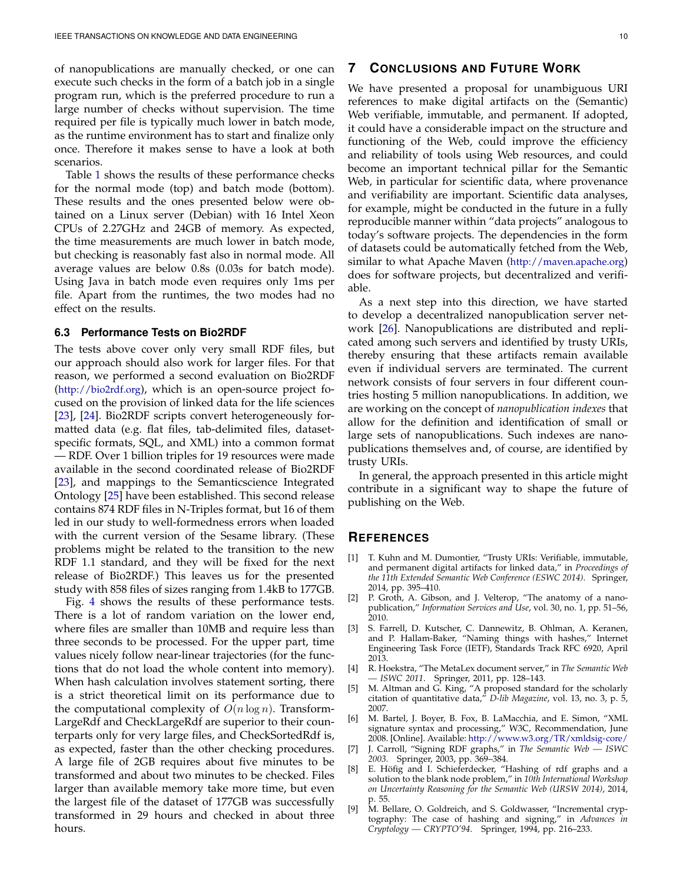of nanopublications are manually checked, or one can execute such checks in the form of a batch job in a single program run, which is the preferred procedure to run a large number of checks without supervision. The time required per file is typically much lower in batch mode, as the runtime environment has to start and finalize only once. Therefore it makes sense to have a look at both scenarios.

Table 1 shows the results of these performance checks for the normal mode (top) and batch mode (bottom). These results and the ones presented below were obtained on a Linux server (Debian) with 16 Intel Xeon CPUs of 2.27GHz and 24GB of memory. As expected, the time measurements are much lower in batch mode, but checking is reasonably fast also in normal mode. All average values are below 0.8s (0.03s for batch mode). Using Java in batch mode even requires only 1ms per file. Apart from the runtimes, the two modes had no effect on the results.

### 6.3 Performance Tests on Bio2RDF

The tests above cover only very small RDF files, but our approach should also work for larger files. For that reason, we performed a second evaluation on Bio2RDF (http://bio2rdf.org), which is an open-source project focused on the provision of linked data for the life sciences [23], [24]. Bio2RDF scripts convert heterogeneously formatted data (e.g. flat files, tab-delimited files, dataset-specific formats, SQL, and XML) into a common format — RDF. Over 1 billion triples for 19 resources were made available in the second coordinated release of Bio2RDF [23], and mappings to the Semanticscience Integrated Ontology [25] have been established. This second release contains 874 RDF files in N-Triples format, but 16 of them led in our study to well-formedness errors when loaded with the current version of the Sesame library. (These problems might be related to the transition to the new RDF 1.1 standard, and they will be fixed for the next release of Bio2RDF.) This leaves us for the presented study with 858 files of sizes ranging from 1.4kB to 177GB.

Fig. 4 shows the results of these performance tests. There is a lot of random variation on the lower end, where files are smaller than 10MB and require less than three seconds to be processed. For the upper part, time values nicely follow near-linear trajectories (for the functions that do not load the whole content into memory). When hash calculation involves statement sorting, there is a strict theoretical limit on its performance due to the computational complexity of $O(n \log n)$. TransformLargeRdf and CheckLargeRdf are superior to their counterparts only for very large files, and CheckSortedRdf is, as expected, faster than the other checking procedures. A large file of 2GB requires about five minutes to be transformed and about two minutes to be checked. Files larger than available memory take more time, but even the largest file of the dataset of 177GB was successfully transformed in 29 hours and checked in about three hours.

## 7 Conclusions and Future Work

We have presented a proposal for unambiguous URI references to make digital artifacts on the (Semantic) Web verifiable, immutable, and permanent. If adopted, it could have a considerable impact on the structure and functioning of the Web, could improve the efficiency and reliability of tools using Web resources, and could become an important technical pillar for the Semantic Web, in particular for scientific data, where provenance and verifiability are important. Scientific data analyses, for example, might be conducted in the future in a fully reproducible manner within "data projects" analogous to today's software projects. The dependencies in the form of datasets could be automatically fetched from the Web, similar to what Apache Maven (http://maven.apache.org) does for software projects, but decentralized and verifiable.

As a next step into this direction, we have started to develop a decentralized nanopublication server network [26]. Nanopublications are distributed and replicated among such servers and identified by trusty URIs, thereby ensuring that these artifacts remain available even if individual servers are terminated. The current network consists of four servers in four different countries hosting 5 million nanopublications. In addition, we are working on the concept of *nanopublication indexes* that allow for the definition and identification of small or large sets of nanopublications. Such indexes are nanopublications themselves and, of course, are identified by trusty URIs.

In general, the approach presented in this article might contribute in a significant way to shape the future of publishing on the Web.

## References

[1] T. Kuhn and M. Dumontier, "Trusty URIs: Verifiable, immutable, and permanent digital artifacts for linked data," in *Proceedings of the 11th Extended Semantic Web Conference (ESWC 2014)*. Springer, 2014, pp. 395–410.

[2] P. Groth, A. Gibson, and J. Velterop, "The anatomy of a nanopublication," *Information Services and Use*, vol. 30, no. 1, pp. 51–56, 2010.

[3] S. Farrell, D. Kutscher, C. Dannewitz, B. Ohlman, A. Keranen, and P. Hallam-Baker, "Naming things with hashes," Internet Engineering Task Force (IETF), Standards Track RFC 6920, April 2013.

[4] R. Hoekstra, "The MetaLex document server," in *The Semantic Web — ISWC 2011*. Springer, 2011, pp. 128–143.

[5] M. Altman and G. King, "A proposed standard for the scholarly citation of quantitative data," *D-lib Magazine*, vol. 13, no. 3, p. 5, 2007.

[6] M. Bartel, J. Boyer, B. Fox, B. LaMacchia, and E. Simon, "XML signature syntax and processing," W3C, Recommendation, June 2008. [Online]. Available: http://www.w3.org/TR/xmldsig-core/

[7] J. Carroll, "Signing RDF graphs," in *The Semantic Web — ISWC 2003*. Springer, 2003, pp. 369–384.

[8] E. Höfig and I. Schieferdecker, "Hashing of rdf graphs and a solution to the blank node problem," in *10th International Workshop on Uncertainty Reasoning for the Semantic Web (URSW 2014)*, 2014, p. 55.

[9] M. Bellare, O. Goldreich, and S. Goldwasser, "Incremental cryptography: The case of hashing and signing," in *Advances in Cryptology — CRYPTO'94*. Springer, 1994, pp. 216–233.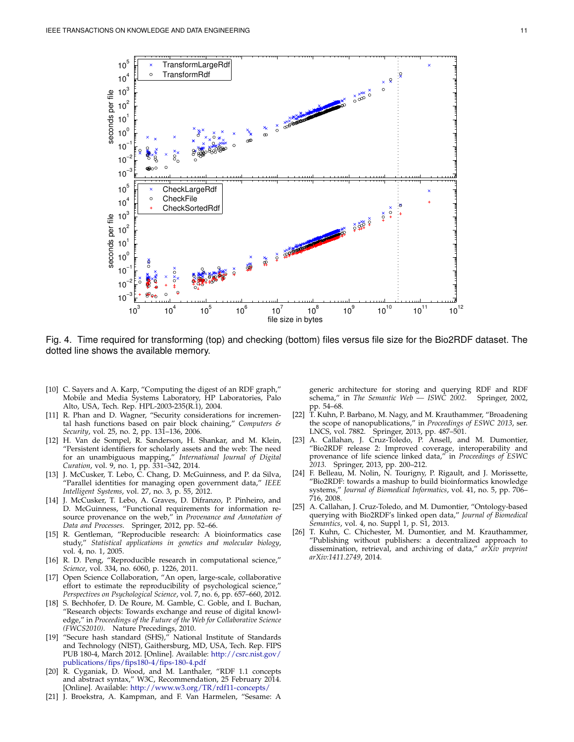Fig. 4. Time required for transforming (top) and checking (bottom) files versus file size for the Bio2RDF dataset. The dotted line shows the available memory.

[10] C. Sayers and A. Karp, "Computing the digest of an RDF graph," Mobile and Media Systems Laboratory, HP Laboratories, Palo Alto, USA, Tech. Rep. HPL-2003-235(R.1), 2004.

[11] R. Phan and D. Wagner, "Security considerations for incremental hash functions based on pair block chaining," *Computers & Security*, vol. 25, no. 2, pp. 131–136, 2006.

[12] H. Van de Sompel, R. Sanderson, H. Shankar, and M. Klein, "Persistent identifiers for scholarly assets and the web: The need for an unambiguous mapping," *International Journal of Digital Curation*, vol. 9, no. 1, pp. 331–342, 2014.

[13] J. McCusker, T. Lebo, D. McGuinness, and P. da Silva, "Parallel identities for managing open government data," *IEEE Intelligent Systems*, vol. 27, no. 3, p. 55, 2012.

[14] J. McCusker, T. Lebo, A. Graves, D. Difranzo, P. Pinheiro, and D. McGuinness, "Functional requirements for information resource provenance on the web," in *Provenance and Annotation of Data and Processes*. Springer, 2012, pp. 52–66.

[15] R. Gentleman, "Reproducible research: A bioinformatics case study," *Statistical applications in genetics and molecular biology*, vol. 4, no. 1, 2005.

[16] R. D. Peng, "Reproducible research in computational science," *Science*, vol. 334, no. 6060, p. 1226, 2011.

[17] Open Science Collaboration, "An open, large-scale, collaborative effort to estimate the reproducibility of psychological science," *Perspectives on Psychological Science*, vol. 7, no. 6, pp. 657–660, 2012.

[18] S. Bechhofer, D. De Roure, M. Gamble, C. Goble, and I. Buchan, "Research objects: Towards exchange and reuse of digital knowledge," in *Proceedings of the Future of the Web for Collaborative Science (FWCS2010)*. Nature Precedings, 2010.

[19] "Secure hash standard (SHS)," National Institute of Standards and Technology (NIST), Gaithersburg, MD, USA, Tech. Rep. FIPS PUB 180-4, March 2012. [Online]. Available: http://csrc.nist.gov/publications/fips/fips180-4/fips-180-4.pdf

[20] R. Cyganiak, D. Wood, and M. Lanthaler, "RDF 1.1 concepts and abstract syntax," W3C, Recommendation, 25 February 2014. [Online]. Available: http://www.w3.org/TR/rdf11-concepts/

[21] J. Broekstra, A. Kampman, and F. Van Harmelen, "Sesame: A generic architecture for storing and querying RDF and RDF schema," in *The Semantic Web — ISWC 2002*. Springer, 2002, pp. 54–68.

[22] T. Kuhn, P. Barbano, M. Nagy, and M. Krauthammer, "Broadening the scope of nanopublications," in *Proceedings of ESWC 2013*, ser. LNCS, vol. 7882. Springer, 2013, pp. 487–501.

[23] A. Callahan, J. Cruz-Toledo, P. Ansell, and M. Dumontier, "Bio2RDF release 2: Improved coverage, interoperability and provenance of life science linked data," in *Proceedings of ESWC 2013*. Springer, 2013, pp. 200–212.

[24] F. Belleau, M. Nolin, N. Tourigny, P. Rigault, and J. Morissette, "Bio2RDF: towards a mashup to build bioinformatics knowledge systems," *Journal of Biomedical Informatics*, vol. 41, no. 5, pp. 706–716, 2008.

[25] A. Callahan, J. Cruz-Toledo, and M. Dumontier, "Ontology-based querying with Bio2RDF's linked open data," *Journal of Biomedical Semantics*, vol. 4, no. Suppl 1, p. S1, 2013.

[26] T. Kuhn, C. Chichester, M. Dumontier, and M. Krauthammer, "Publishing without publishers: a decentralized approach to dissemination, retrieval, and archiving of data," *arXiv preprint arXiv:1411.2749*, 2014.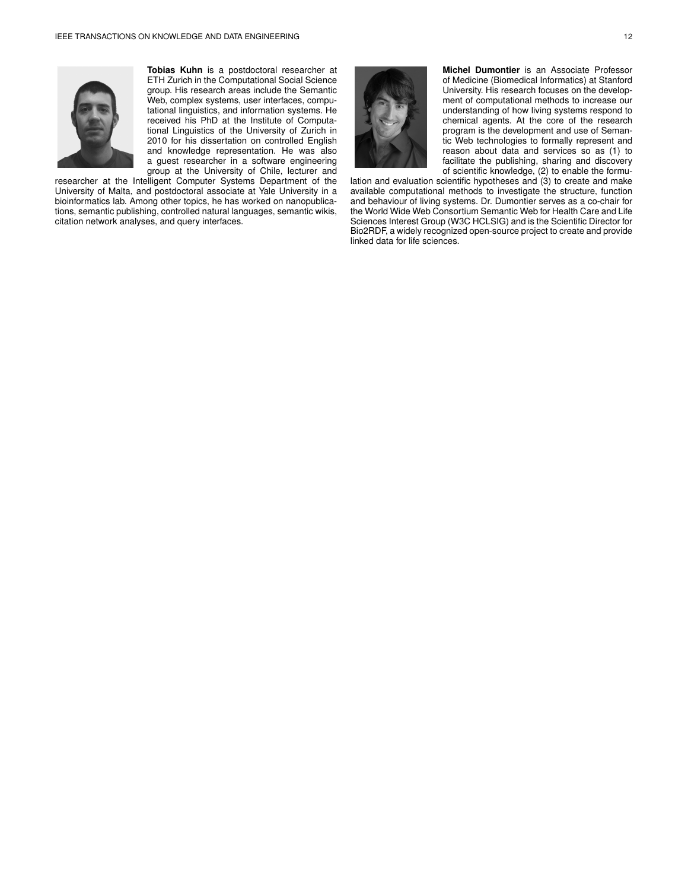**Tobias Kuhn** is a postdoctoral researcher at ETH Zurich in the Computational Social Science group. His research areas include the Semantic Web, complex systems, user interfaces, computational linguistics, and information systems. He received his PhD at the Institute of Computational Linguistics of the University of Zurich in 2010 for his dissertation on controlled English and knowledge representation. He was also a guest researcher in a software engineering group at the University of Chile, lecturer and researcher at the Intelligent Computer Systems Department of the University of Malta, and postdoctoral associate at Yale University in a bioinformatics lab. Among other topics, he has worked on nanopublications, semantic publishing, controlled natural languages, semantic wikis, citation network analyses, and query interfaces.

**Michel Dumontier** is an Associate Professor of Medicine (Biomedical Informatics) at Stanford University. His research focuses on the development of computational methods to increase our understanding of how living systems respond to chemical agents. At the core of the research program is the development and use of Semantic Web technologies to formally represent and reason about data and services so as (1) to facilitate the publishing, sharing and discovery of scientific knowledge, (2) to enable the formulation and evaluation scientific hypotheses and (3) to create and make available computational methods to investigate the structure, function and behaviour of living systems. Dr. Dumontier serves as a co-chair for the World Wide Web Consortium Semantic Web for Health Care and Life Sciences Interest Group (W3C HCLSIG) and is the Scientific Director for Bio2RDF, a widely recognized open-source project to create and provide linked data for life sciences.